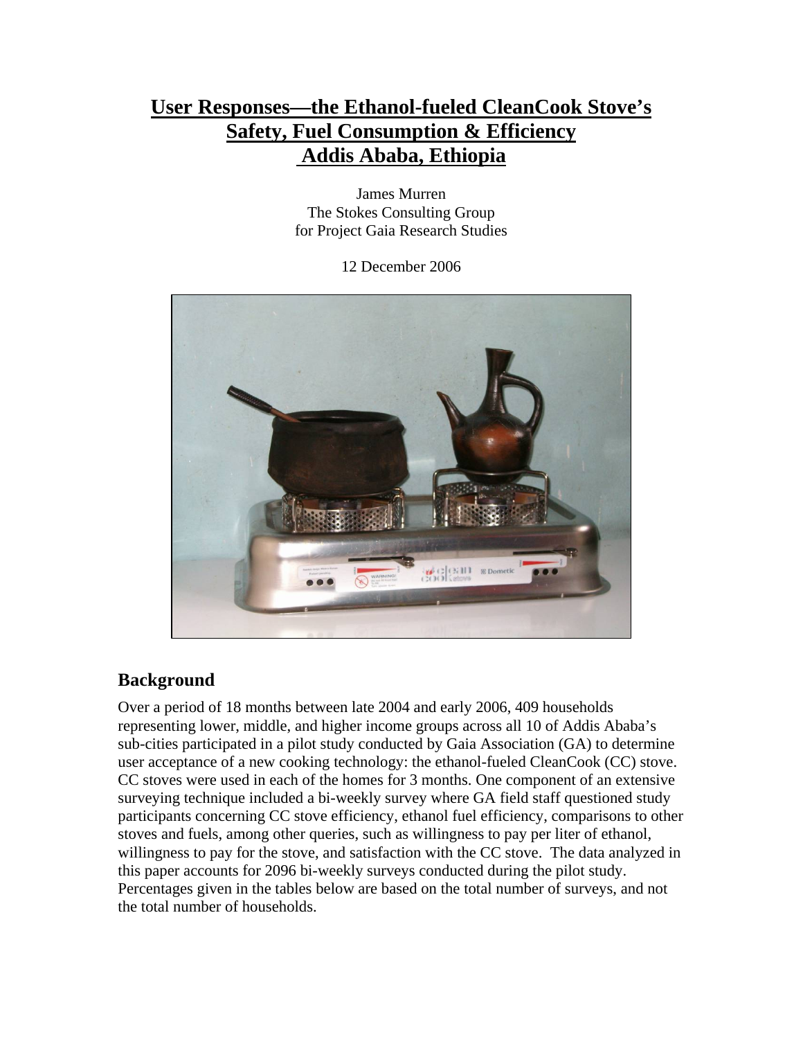# User Responses—the Ethanol-fueled CleanCook Stove's Safety, Fuel Consumption & Efficiency Addis Ababa, Ethiopia

James Murren
The Stokes Consulting Group
for Project Gaia Research Studies

12 December 2006

## Background

Over a period of 18 months between late 2004 and early 2006, 409 households representing lower, middle, and higher income groups across all 10 of Addis Ababa's sub-cities participated in a pilot study conducted by Gaia Association (GA) to determine user acceptance of a new cooking technology: the ethanol-fueled CleanCook (CC) stove. CC stoves were used in each of the homes for 3 months. One component of an extensive surveying technique included a bi-weekly survey where GA field staff questioned study participants concerning CC stove efficiency, ethanol fuel efficiency, comparisons to other stoves and fuels, among other queries, such as willingness to pay per liter of ethanol, willingness to pay for the stove, and satisfaction with the CC stove. The data analyzed in this paper accounts for 2096 bi-weekly surveys conducted during the pilot study. Percentages given in the tables below are based on the total number of surveys, and not the total number of households.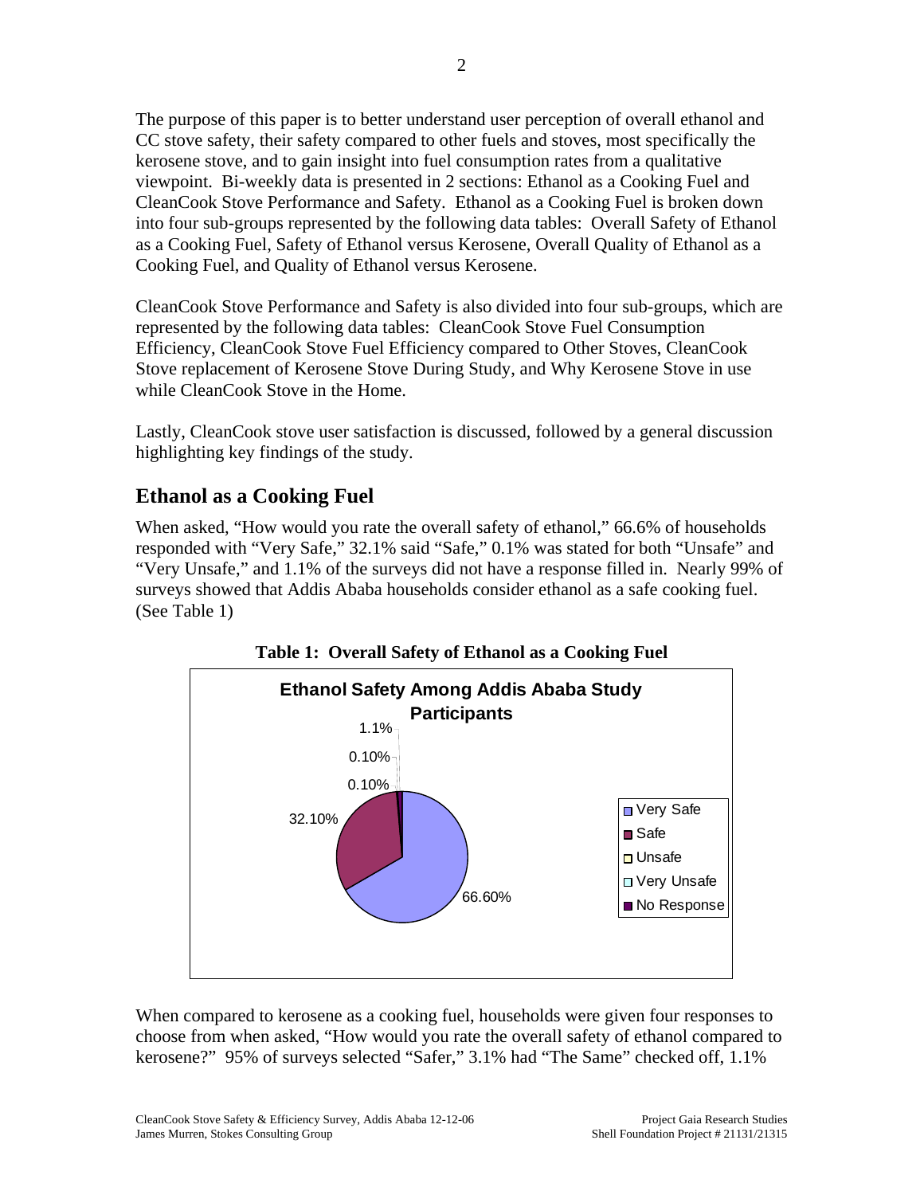The purpose of this paper is to better understand user perception of overall ethanol and CC stove safety, their safety compared to other fuels and stoves, most specifically the kerosene stove, and to gain insight into fuel consumption rates from a qualitative viewpoint. Bi-weekly data is presented in 2 sections: Ethanol as a Cooking Fuel and CleanCook Stove Performance and Safety. Ethanol as a Cooking Fuel is broken down into four sub-groups represented by the following data tables: Overall Safety of Ethanol as a Cooking Fuel, Safety of Ethanol versus Kerosene, Overall Quality of Ethanol as a Cooking Fuel, and Quality of Ethanol versus Kerosene.

CleanCook Stove Performance and Safety is also divided into four sub-groups, which are represented by the following data tables: CleanCook Stove Fuel Consumption Efficiency, CleanCook Stove Fuel Efficiency compared to Other Stoves, CleanCook Stove replacement of Kerosene Stove During Study, and Why Kerosene Stove in use while CleanCook Stove in the Home.

Lastly, CleanCook stove user satisfaction is discussed, followed by a general discussion highlighting key findings of the study.

## Ethanol as a Cooking Fuel

When asked, "How would you rate the overall safety of ethanol," 66.6% of households responded with "Very Safe," 32.1% said "Safe," 0.1% was stated for both "Unsafe" and "Very Unsafe," and 1.1% of the surveys did not have a response filled in. Nearly 99% of surveys showed that Addis Ababa households consider ethanol as a safe cooking fuel. (See Table 1)

**Table 1: Overall Safety of Ethanol as a Cooking Fuel**

**Ethanol Safety Among Addis Ababa Study Participants**

| Response | Percentage |
|---|---|
| Very Safe | 66.60% |
| Safe | 32.10% |
| Unsafe | 0.10% |
| Very Unsafe | 0.10% |
| No Response | 1.1% |

When compared to kerosene as a cooking fuel, households were given four responses to choose from when asked, "How would you rate the overall safety of ethanol compared to kerosene?" 95% of surveys selected "Safer," 3.1% had "The Same" checked off, 1.1%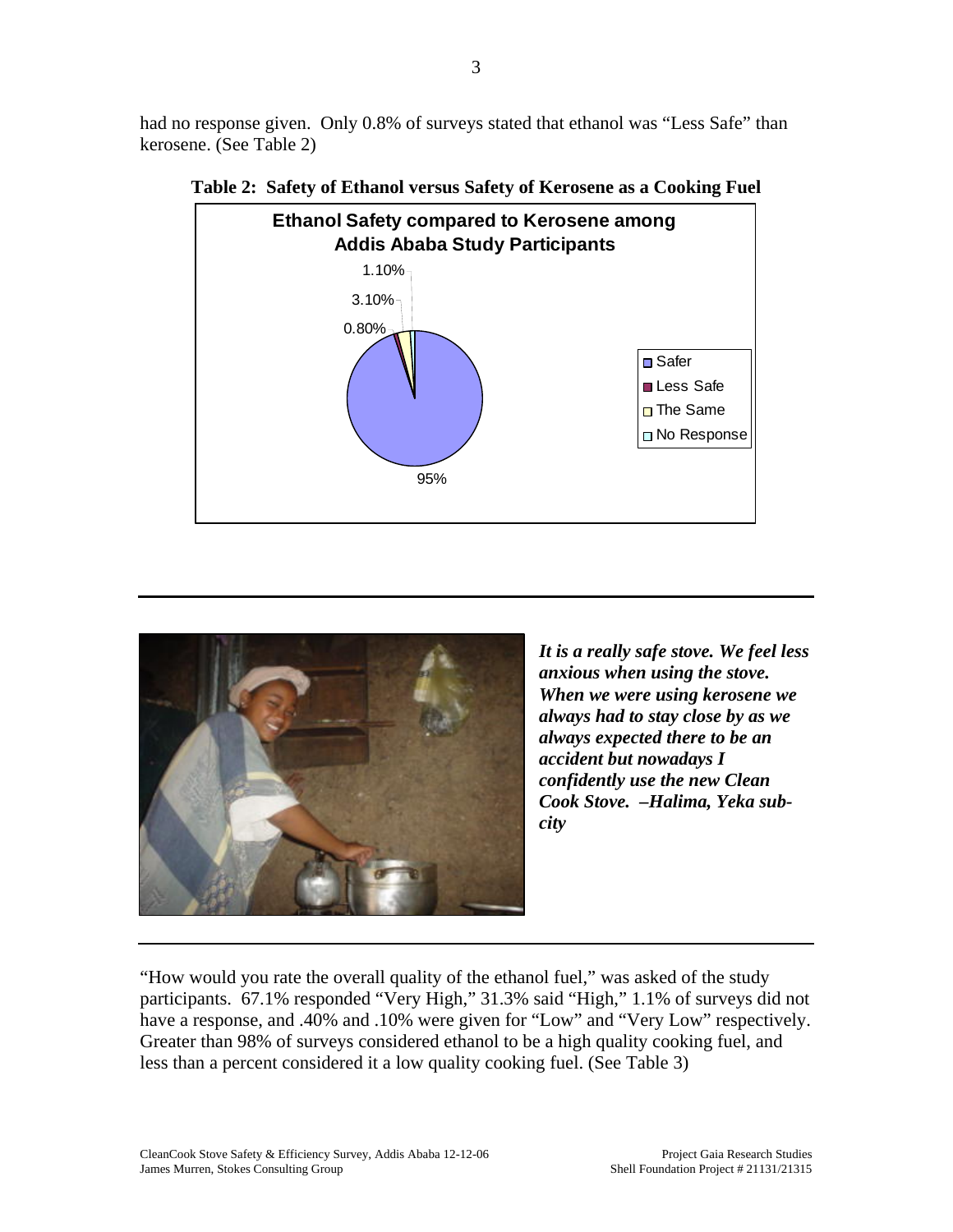had no response given. Only 0.8% of surveys stated that ethanol was "Less Safe" than kerosene. (See Table 2)

**Table 2: Safety of Ethanol versus Safety of Kerosene as a Cooking Fuel**

**Ethanol Safety compared to Kerosene among Addis Ababa Study Participants**

| Response | Percentage |
|---|---|
| Safer | 95% |
| Less Safe | 0.80% |
| The Same | 3.10% |
| No Response | 1.10% |

***It is a really safe stove. We feel less anxious when using the stove. When we were using kerosene we always had to stay close by as we always expected there to be an accident but nowadays I confidently use the new Clean Cook Stove. –Halima, Yeka sub-city***

"How would you rate the overall quality of the ethanol fuel," was asked of the study participants. 67.1% responded "Very High," 31.3% said "High," 1.1% of surveys did not have a response, and .40% and .10% were given for "Low" and "Very Low" respectively. Greater than 98% of surveys considered ethanol to be a high quality cooking fuel, and less than a percent considered it a low quality cooking fuel. (See Table 3)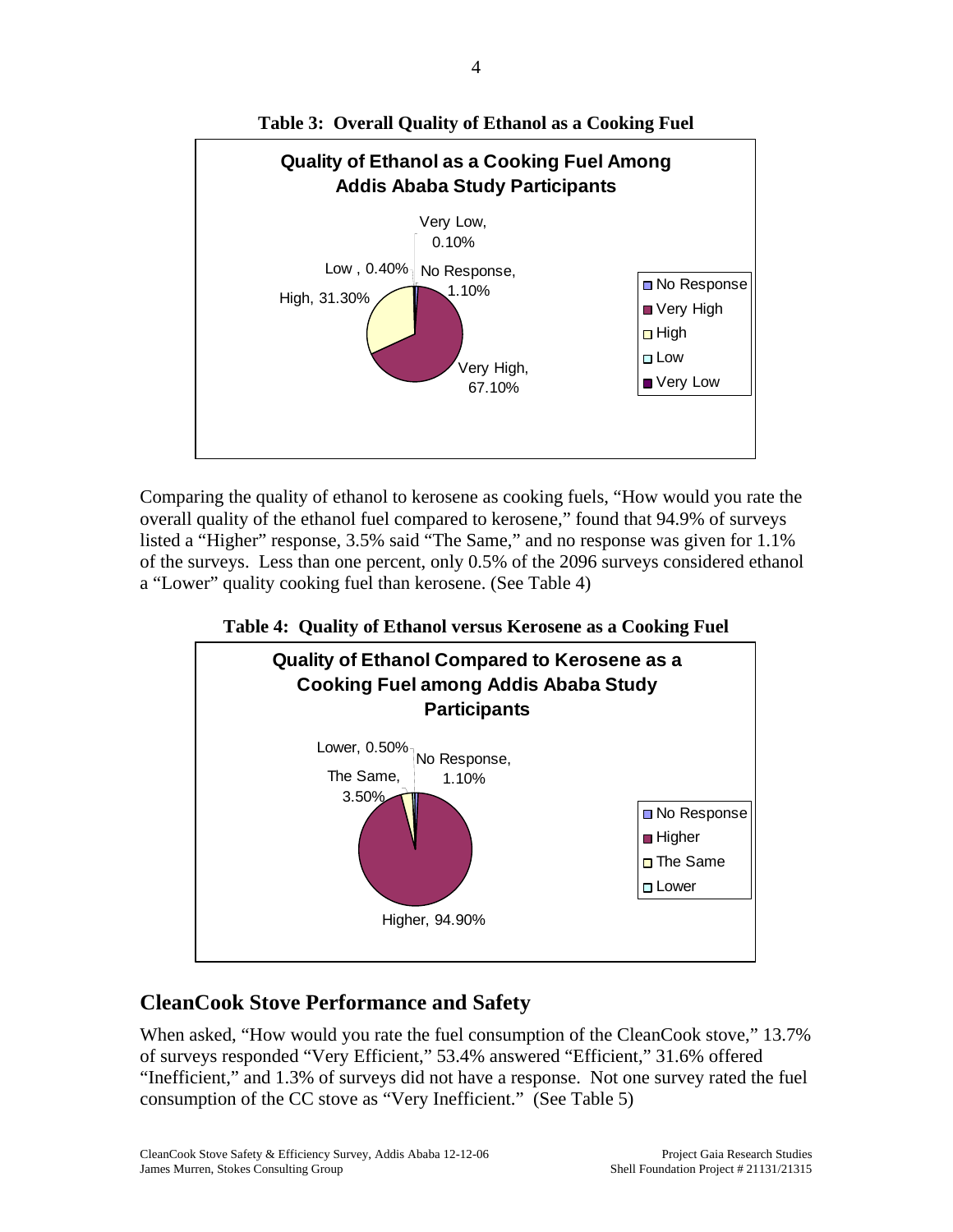**Table 3: Overall Quality of Ethanol as a Cooking Fuel**

Comparing the quality of ethanol to kerosene as cooking fuels, “How would you rate the overall quality of the ethanol fuel compared to kerosene,” found that 94.9% of surveys listed a “Higher” response, 3.5% said “The Same,” and no response was given for 1.1% of the surveys. Less than one percent, only 0.5% of the 2096 surveys considered ethanol a “Lower” quality cooking fuel than kerosene. (See Table 4)

**Table 4: Quality of Ethanol versus Kerosene as a Cooking Fuel**

## CleanCook Stove Performance and Safety

When asked, “How would you rate the fuel consumption of the CleanCook stove,” 13.7% of surveys responded “Very Efficient,” 53.4% answered “Efficient,” 31.6% offered “Inefficient,” and 1.3% of surveys did not have a response. Not one survey rated the fuel consumption of the CC stove as “Very Inefficient.” (See Table 5)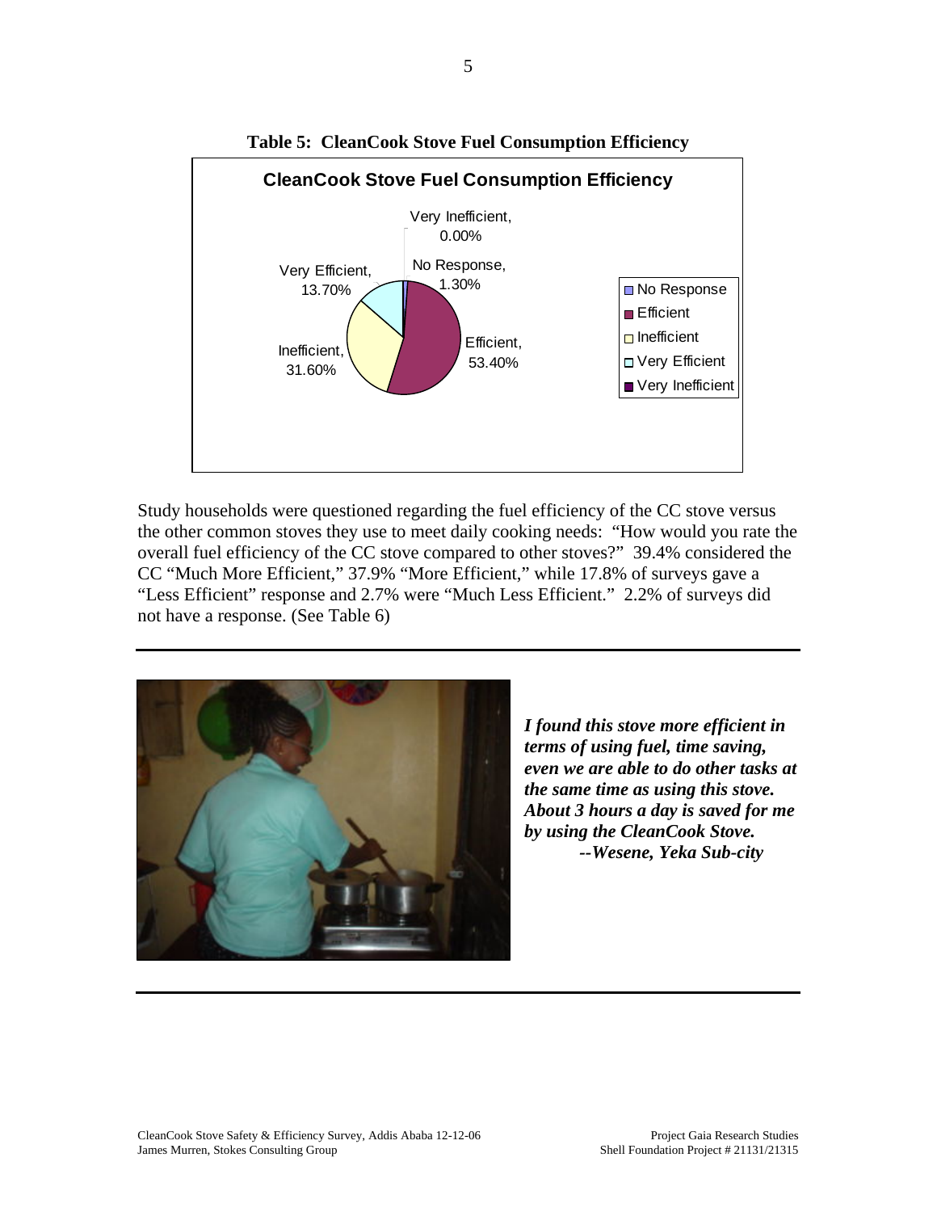**Table 5: CleanCook Stove Fuel Consumption Efficiency**

Study households were questioned regarding the fuel efficiency of the CC stove versus the other common stoves they use to meet daily cooking needs: "How would you rate the overall fuel efficiency of the CC stove compared to other stoves?" 39.4% considered the CC "Much More Efficient," 37.9% "More Efficient," while 17.8% of surveys gave a "Less Efficient" response and 2.7% were "Much Less Efficient." 2.2% of surveys did not have a response. (See Table 6)

***I found this stove more efficient in terms of using fuel, time saving, even we are able to do other tasks at the same time as using this stove. About 3 hours a day is saved for me by using the CleanCook Stove.***
***--Wesene, Yeka Sub-city***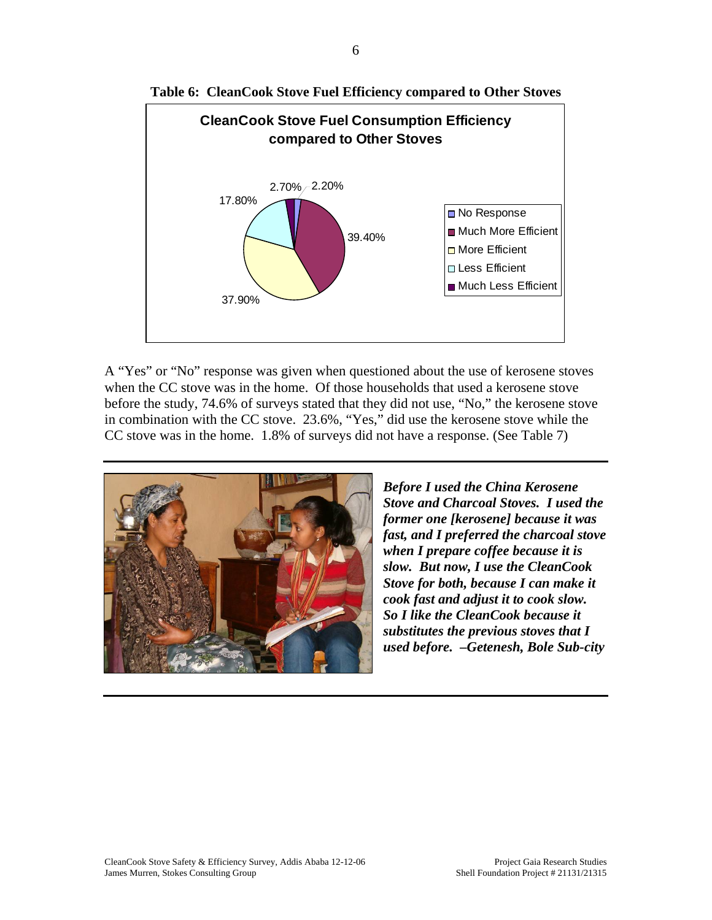**Table 6: CleanCook Stove Fuel Efficiency compared to Other Stoves**

**CleanCook Stove Fuel Consumption Efficiency compared to Other Stoves**

| Response | Percentage |
|---|---|
| No Response | 2.20% |
| Much More Efficient | 39.40% |
| More Efficient | 37.90% |
| Less Efficient | 17.80% |
| Much Less Efficient | 2.70% |

A "Yes" or "No" response was given when questioned about the use of kerosene stoves when the CC stove was in the home. Of those households that used a kerosene stove before the study, 74.6% of surveys stated that they did not use, "No," the kerosene stove in combination with the CC stove. 23.6%, "Yes," did use the kerosene stove while the CC stove was in the home. 1.8% of surveys did not have a response. (See Table 7)

---

***Before I used the China Kerosene Stove and Charcoal Stoves. I used the former one [kerosene] because it was fast, and I preferred the charcoal stove when I prepare coffee because it is slow. But now, I use the CleanCook Stove for both, because I can make it cook fast and adjust it to cook slow. So I like the CleanCook because it substitutes the previous stoves that I used before. –Getenesh, Bole Sub-city***

---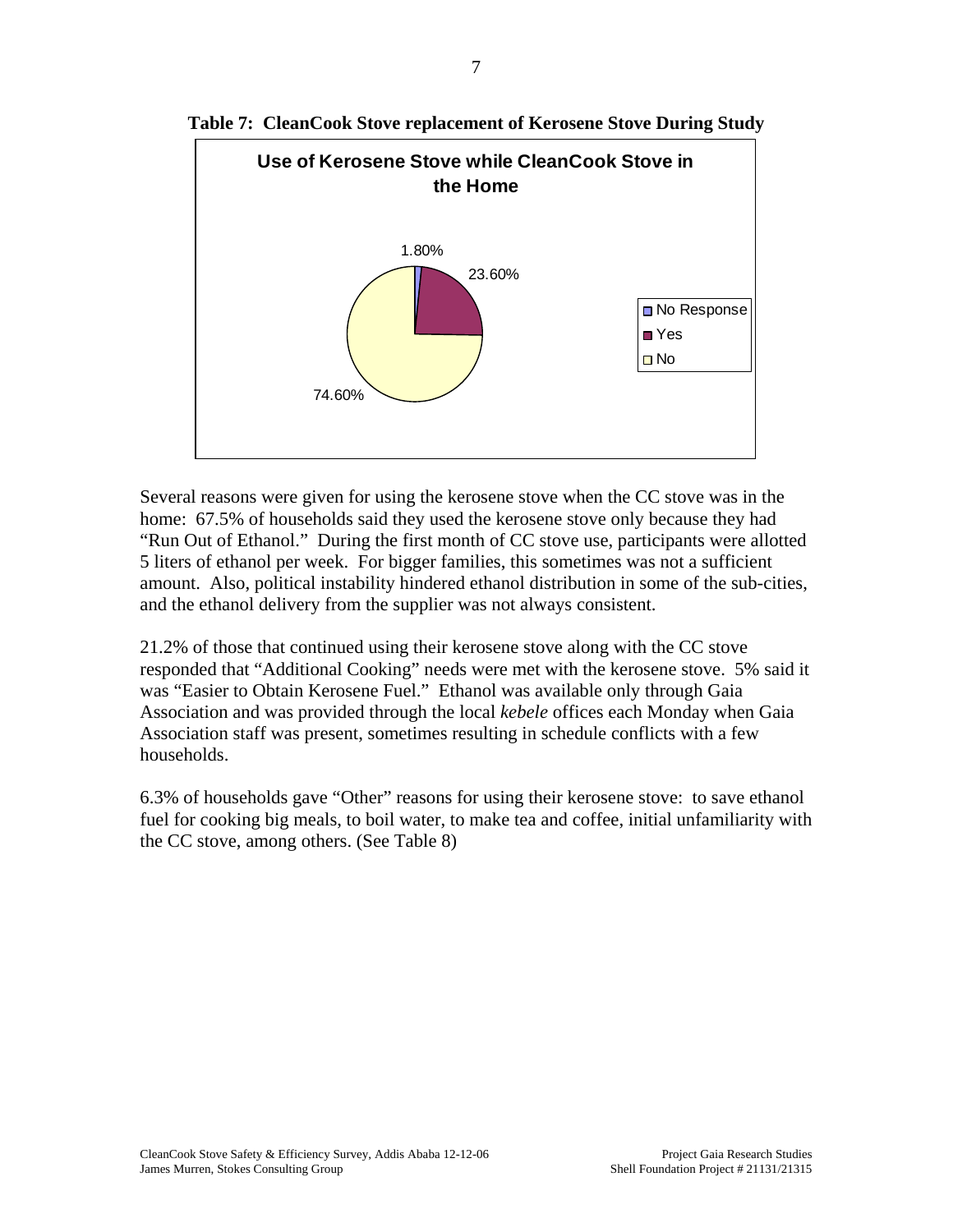**Table 7: CleanCook Stove replacement of Kerosene Stove During Study**

Use of Kerosene Stove while CleanCook Stove in the Home

| Response | Percentage |
| --- | --- |
| No Response | 1.80% |
| Yes | 23.60% |
| No | 74.60% |

Several reasons were given for using the kerosene stove when the CC stove was in the home: 67.5% of households said they used the kerosene stove only because they had "Run Out of Ethanol." During the first month of CC stove use, participants were allotted 5 liters of ethanol per week. For bigger families, this sometimes was not a sufficient amount. Also, political instability hindered ethanol distribution in some of the sub-cities, and the ethanol delivery from the supplier was not always consistent.

21.2% of those that continued using their kerosene stove along with the CC stove responded that "Additional Cooking" needs were met with the kerosene stove. 5% said it was "Easier to Obtain Kerosene Fuel." Ethanol was available only through Gaia Association and was provided through the local *kebele* offices each Monday when Gaia Association staff was present, sometimes resulting in schedule conflicts with a few households.

6.3% of households gave "Other" reasons for using their kerosene stove: to save ethanol fuel for cooking big meals, to boil water, to make tea and coffee, initial unfamiliarity with the CC stove, among others. (See Table 8)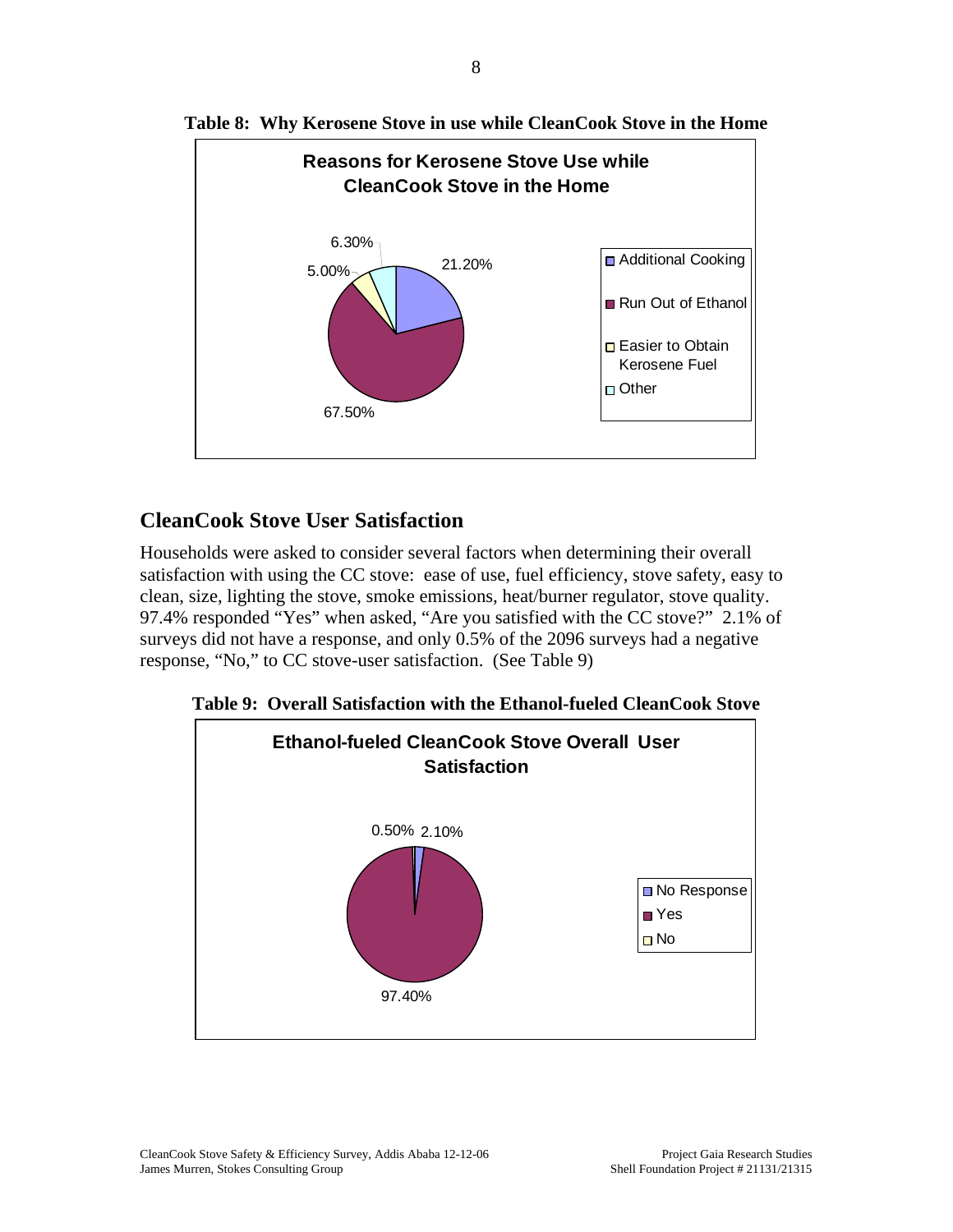**Table 8: Why Kerosene Stove in use while CleanCook Stove in the Home**

**Reasons for Kerosene Stove Use while CleanCook Stove in the Home**

| Reason | Percentage |
|---|---|
| Additional Cooking | 21.20% |
| Run Out of Ethanol | 67.50% |
| Easier to Obtain Kerosene Fuel | 5.00% |
| Other | 6.30% |

## CleanCook Stove User Satisfaction

Households were asked to consider several factors when determining their overall satisfaction with using the CC stove: ease of use, fuel efficiency, stove safety, easy to clean, size, lighting the stove, smoke emissions, heat/burner regulator, stove quality. 97.4% responded "Yes" when asked, "Are you satisfied with the CC stove?" 2.1% of surveys did not have a response, and only 0.5% of the 2096 surveys had a negative response, "No," to CC stove-user satisfaction. (See Table 9)

**Table 9: Overall Satisfaction with the Ethanol-fueled CleanCook Stove**

**Ethanol-fueled CleanCook Stove Overall User Satisfaction**

| Response | Percentage |
|---|---|
| No Response | 2.10% |
| Yes | 97.40% |
| No | 0.50% |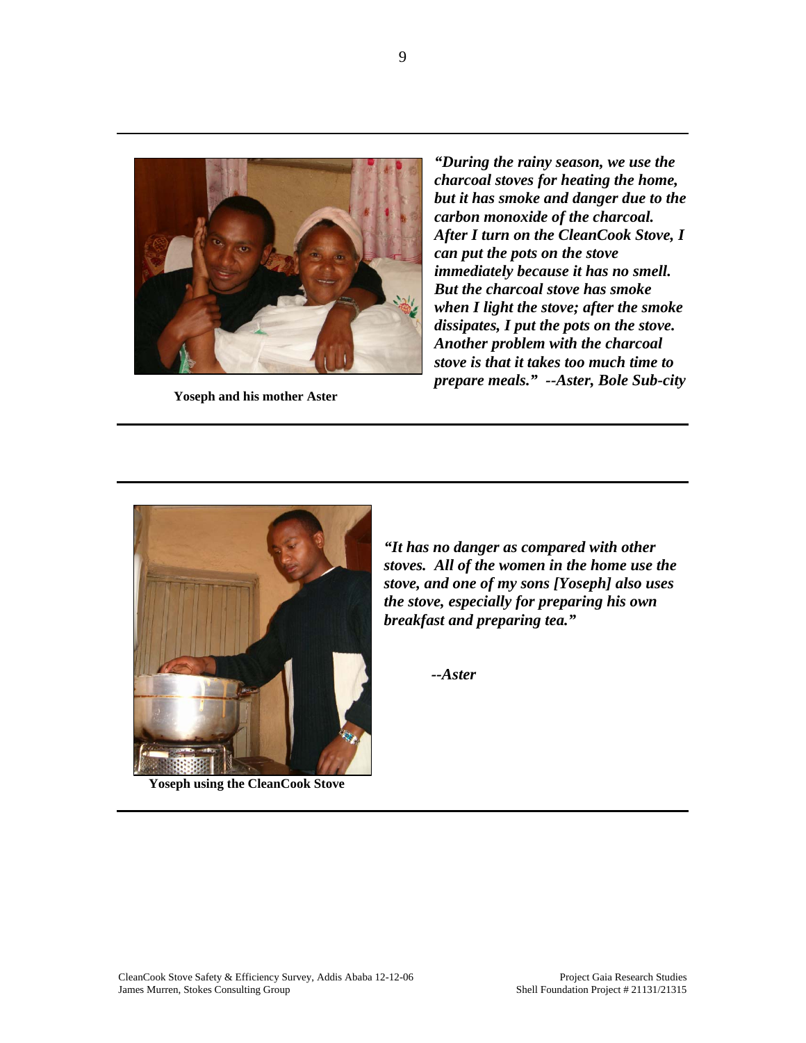Yoseph and his mother Aster

***"During the rainy season, we use the charcoal stoves for heating the home, but it has smoke and danger due to the carbon monoxide of the charcoal. After I turn on the CleanCook Stove, I can put the pots on the stove immediately because it has no smell. But the charcoal stove has smoke when I light the stove; after the smoke dissipates, I put the pots on the stove. Another problem with the charcoal stove is that it takes too much time to prepare meals." --Aster, Bole Sub-city***

---

***"It has no danger as compared with other stoves. All of the women in the home use the stove, and one of my sons [Yoseph] also uses the stove, especially for preparing his own breakfast and preparing tea."***

***--Aster***

Yoseph using the CleanCook Stove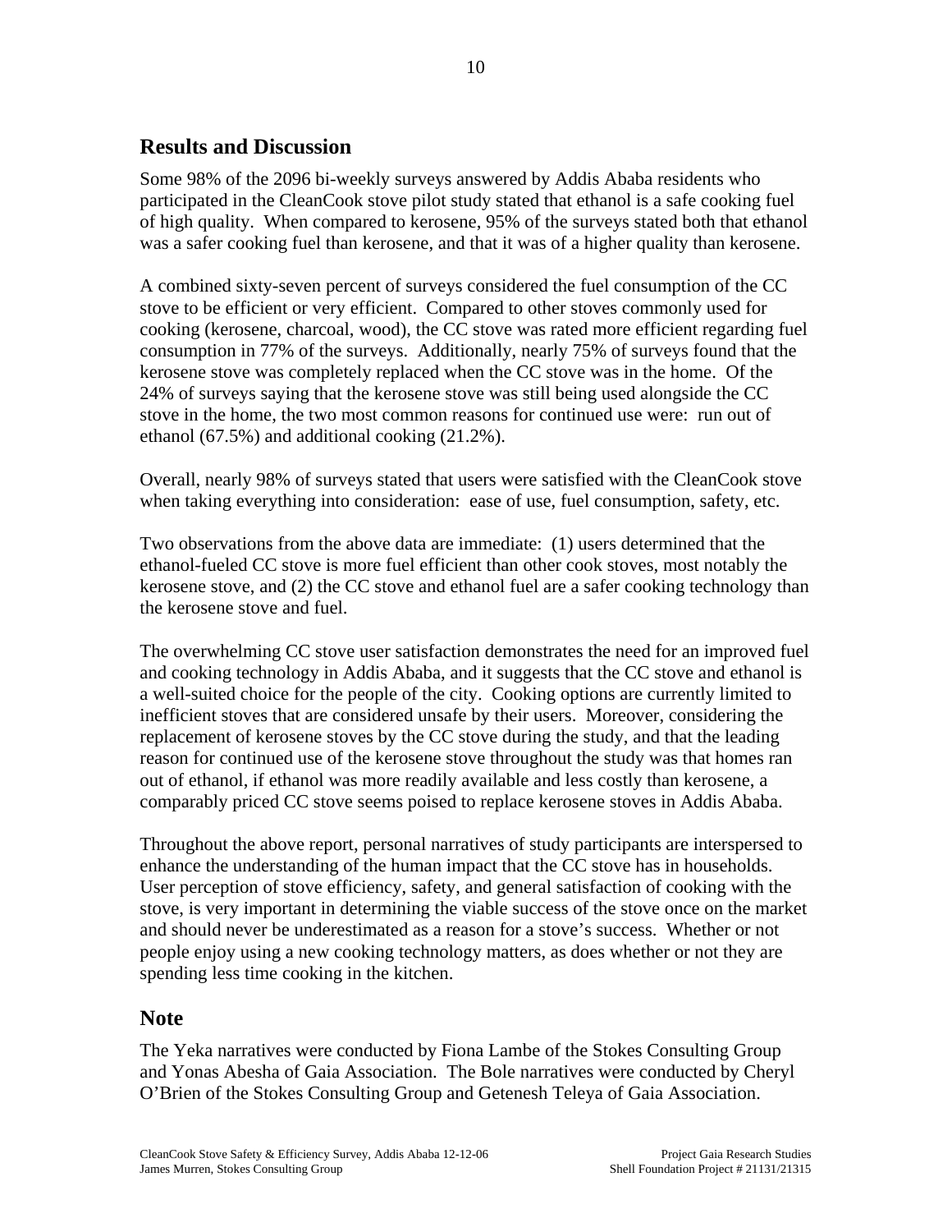## Results and Discussion

Some 98% of the 2096 bi-weekly surveys answered by Addis Ababa residents who participated in the CleanCook stove pilot study stated that ethanol is a safe cooking fuel of high quality. When compared to kerosene, 95% of the surveys stated both that ethanol was a safer cooking fuel than kerosene, and that it was of a higher quality than kerosene.

A combined sixty-seven percent of surveys considered the fuel consumption of the CC stove to be efficient or very efficient. Compared to other stoves commonly used for cooking (kerosene, charcoal, wood), the CC stove was rated more efficient regarding fuel consumption in 77% of the surveys. Additionally, nearly 75% of surveys found that the kerosene stove was completely replaced when the CC stove was in the home. Of the 24% of surveys saying that the kerosene stove was still being used alongside the CC stove in the home, the two most common reasons for continued use were: run out of ethanol (67.5%) and additional cooking (21.2%).

Overall, nearly 98% of surveys stated that users were satisfied with the CleanCook stove when taking everything into consideration: ease of use, fuel consumption, safety, etc.

Two observations from the above data are immediate: (1) users determined that the ethanol-fueled CC stove is more fuel efficient than other cook stoves, most notably the kerosene stove, and (2) the CC stove and ethanol fuel are a safer cooking technology than the kerosene stove and fuel.

The overwhelming CC stove user satisfaction demonstrates the need for an improved fuel and cooking technology in Addis Ababa, and it suggests that the CC stove and ethanol is a well-suited choice for the people of the city. Cooking options are currently limited to inefficient stoves that are considered unsafe by their users. Moreover, considering the replacement of kerosene stoves by the CC stove during the study, and that the leading reason for continued use of the kerosene stove throughout the study was that homes ran out of ethanol, if ethanol was more readily available and less costly than kerosene, a comparably priced CC stove seems poised to replace kerosene stoves in Addis Ababa.

Throughout the above report, personal narratives of study participants are interspersed to enhance the understanding of the human impact that the CC stove has in households. User perception of stove efficiency, safety, and general satisfaction of cooking with the stove, is very important in determining the viable success of the stove once on the market and should never be underestimated as a reason for a stove's success. Whether or not people enjoy using a new cooking technology matters, as does whether or not they are spending less time cooking in the kitchen.

## Note

The Yeka narratives were conducted by Fiona Lambe of the Stokes Consulting Group and Yonas Abesha of Gaia Association. The Bole narratives were conducted by Cheryl O'Brien of the Stokes Consulting Group and Getenesh Teleya of Gaia Association.